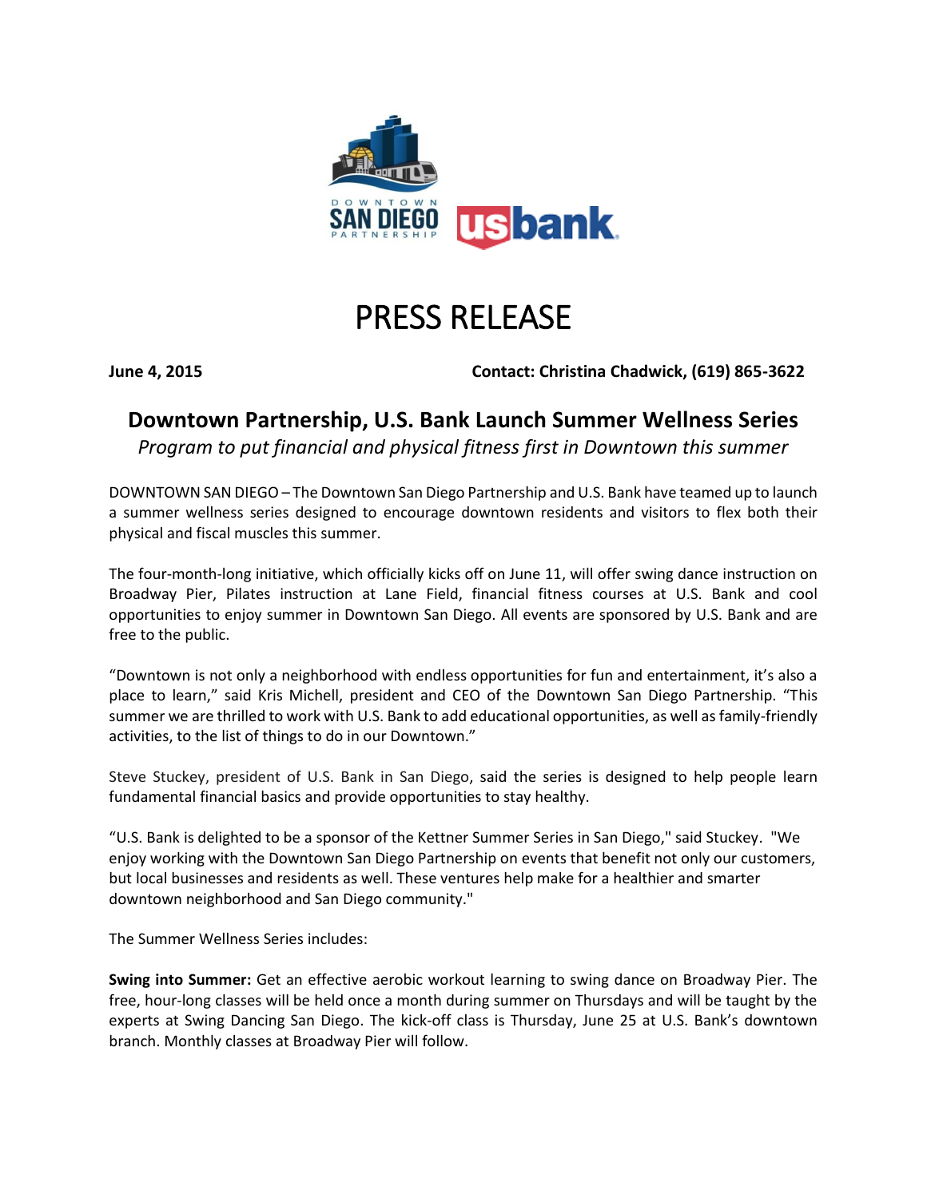# PRESS RELEASE

**June 4, 2015** **Contact: Christina Chadwick, (619) 865-3622**

## Downtown Partnership, U.S. Bank Launch Summer Wellness Series

*Program to put financial and physical fitness first in Downtown this summer*

DOWNTOWN SAN DIEGO – The Downtown San Diego Partnership and U.S. Bank have teamed up to launch a summer wellness series designed to encourage downtown residents and visitors to flex both their physical and fiscal muscles this summer.

The four-month-long initiative, which officially kicks off on June 11, will offer swing dance instruction on Broadway Pier, Pilates instruction at Lane Field, financial fitness courses at U.S. Bank and cool opportunities to enjoy summer in Downtown San Diego. All events are sponsored by U.S. Bank and are free to the public.

"Downtown is not only a neighborhood with endless opportunities for fun and entertainment, it's also a place to learn," said Kris Michell, president and CEO of the Downtown San Diego Partnership. "This summer we are thrilled to work with U.S. Bank to add educational opportunities, as well as family-friendly activities, to the list of things to do in our Downtown."

Steve Stuckey, president of U.S. Bank in San Diego, said the series is designed to help people learn fundamental financial basics and provide opportunities to stay healthy.

"U.S. Bank is delighted to be a sponsor of the Kettner Summer Series in San Diego," said Stuckey. "We enjoy working with the Downtown San Diego Partnership on events that benefit not only our customers, but local businesses and residents as well. These ventures help make for a healthier and smarter downtown neighborhood and San Diego community."

The Summer Wellness Series includes:

**Swing into Summer:** Get an effective aerobic workout learning to swing dance on Broadway Pier. The free, hour-long classes will be held once a month during summer on Thursdays and will be taught by the experts at Swing Dancing San Diego. The kick-off class is Thursday, June 25 at U.S. Bank's downtown branch. Monthly classes at Broadway Pier will follow.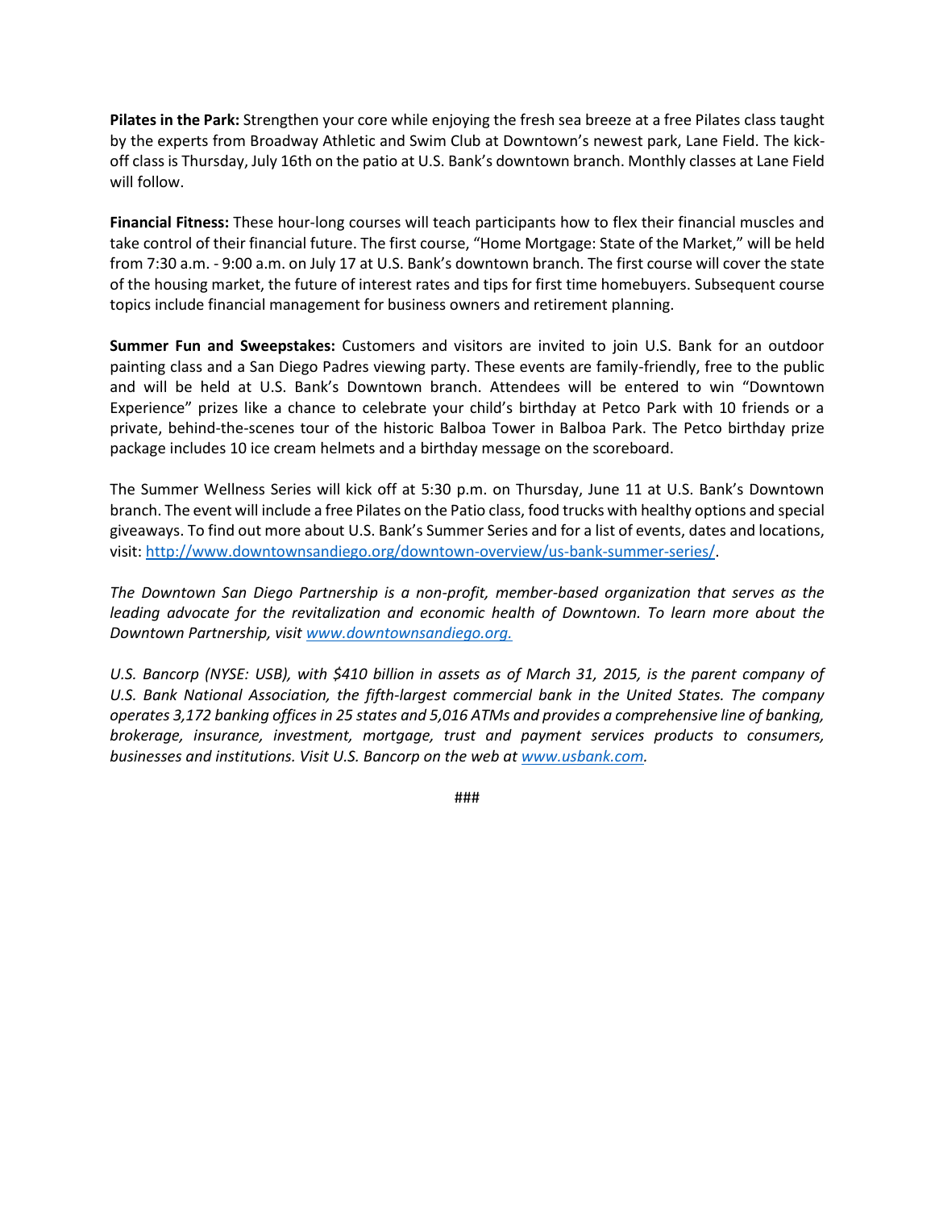**Pilates in the Park:** Strengthen your core while enjoying the fresh sea breeze at a free Pilates class taught by the experts from Broadway Athletic and Swim Club at Downtown's newest park, Lane Field. The kick-off class is Thursday, July 16th on the patio at U.S. Bank's downtown branch. Monthly classes at Lane Field will follow.

**Financial Fitness:** These hour-long courses will teach participants how to flex their financial muscles and take control of their financial future. The first course, "Home Mortgage: State of the Market," will be held from 7:30 a.m. - 9:00 a.m. on July 17 at U.S. Bank's downtown branch. The first course will cover the state of the housing market, the future of interest rates and tips for first time homebuyers. Subsequent course topics include financial management for business owners and retirement planning.

**Summer Fun and Sweepstakes:** Customers and visitors are invited to join U.S. Bank for an outdoor painting class and a San Diego Padres viewing party. These events are family-friendly, free to the public and will be held at U.S. Bank's Downtown branch. Attendees will be entered to win "Downtown Experience" prizes like a chance to celebrate your child's birthday at Petco Park with 10 friends or a private, behind-the-scenes tour of the historic Balboa Tower in Balboa Park. The Petco birthday prize package includes 10 ice cream helmets and a birthday message on the scoreboard.

The Summer Wellness Series will kick off at 5:30 p.m. on Thursday, June 11 at U.S. Bank's Downtown branch. The event will include a free Pilates on the Patio class, food trucks with healthy options and special giveaways. To find out more about U.S. Bank's Summer Series and for a list of events, dates and locations, visit: http://www.downtownsandiego.org/downtown-overview/us-bank-summer-series/.

*The Downtown San Diego Partnership is a non-profit, member-based organization that serves as the leading advocate for the revitalization and economic health of Downtown. To learn more about the Downtown Partnership, visit www.downtownsandiego.org.*

*U.S. Bancorp (NYSE: USB), with $410 billion in assets as of March 31, 2015, is the parent company of U.S. Bank National Association, the fifth-largest commercial bank in the United States. The company operates 3,172 banking offices in 25 states and 5,016 ATMs and provides a comprehensive line of banking, brokerage, insurance, investment, mortgage, trust and payment services products to consumers, businesses and institutions. Visit U.S. Bancorp on the web at www.usbank.com.*

###